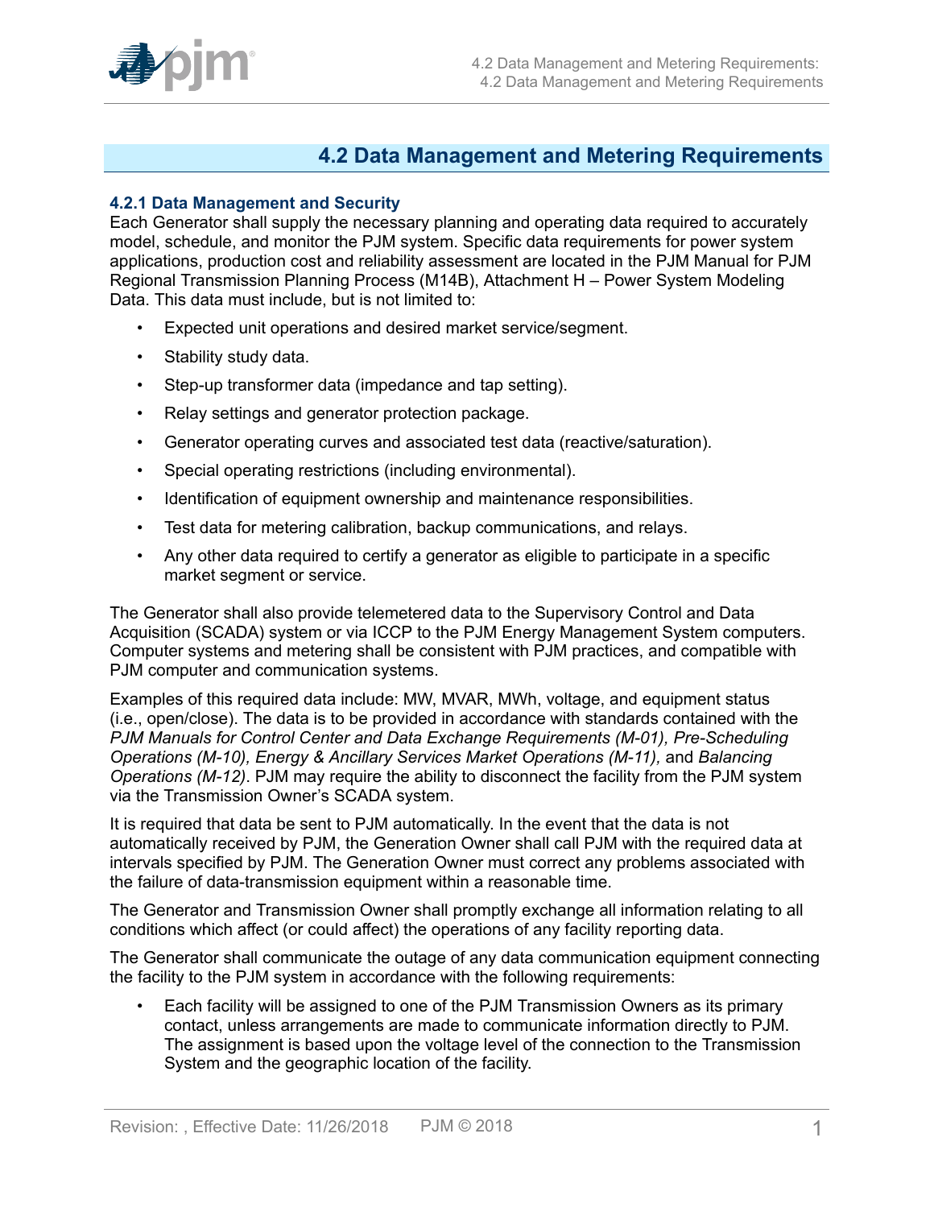## 4.2 Data Management and Metering Requirements

### 4.2.1 Data Management and Security

Each Generator shall supply the necessary planning and operating data required to accurately model, schedule, and monitor the PJM system. Specific data requirements for power system applications, production cost and reliability assessment are located in the PJM Manual for PJM Regional Transmission Planning Process (M14B), Attachment H – Power System Modeling Data. This data must include, but is not limited to:

- Expected unit operations and desired market service/segment.
- Stability study data.
- Step-up transformer data (impedance and tap setting).
- Relay settings and generator protection package.
- Generator operating curves and associated test data (reactive/saturation).
- Special operating restrictions (including environmental).
- Identification of equipment ownership and maintenance responsibilities.
- Test data for metering calibration, backup communications, and relays.
- Any other data required to certify a generator as eligible to participate in a specific market segment or service.

The Generator shall also provide telemetered data to the Supervisory Control and Data Acquisition (SCADA) system or via ICCP to the PJM Energy Management System computers. Computer systems and metering shall be consistent with PJM practices, and compatible with PJM computer and communication systems.

Examples of this required data include: MW, MVAR, MWh, voltage, and equipment status (i.e., open/close). The data is to be provided in accordance with standards contained with the *PJM Manuals for Control Center and Data Exchange Requirements (M-01), Pre-Scheduling Operations (M-10), Energy & Ancillary Services Market Operations (M-11),* and *Balancing Operations (M-12)*. PJM may require the ability to disconnect the facility from the PJM system via the Transmission Owner's SCADA system.

It is required that data be sent to PJM automatically. In the event that the data is not automatically received by PJM, the Generation Owner shall call PJM with the required data at intervals specified by PJM. The Generation Owner must correct any problems associated with the failure of data-transmission equipment within a reasonable time.

The Generator and Transmission Owner shall promptly exchange all information relating to all conditions which affect (or could affect) the operations of any facility reporting data.

The Generator shall communicate the outage of any data communication equipment connecting the facility to the PJM system in accordance with the following requirements:

- Each facility will be assigned to one of the PJM Transmission Owners as its primary contact, unless arrangements are made to communicate information directly to PJM. The assignment is based upon the voltage level of the connection to the Transmission System and the geographic location of the facility.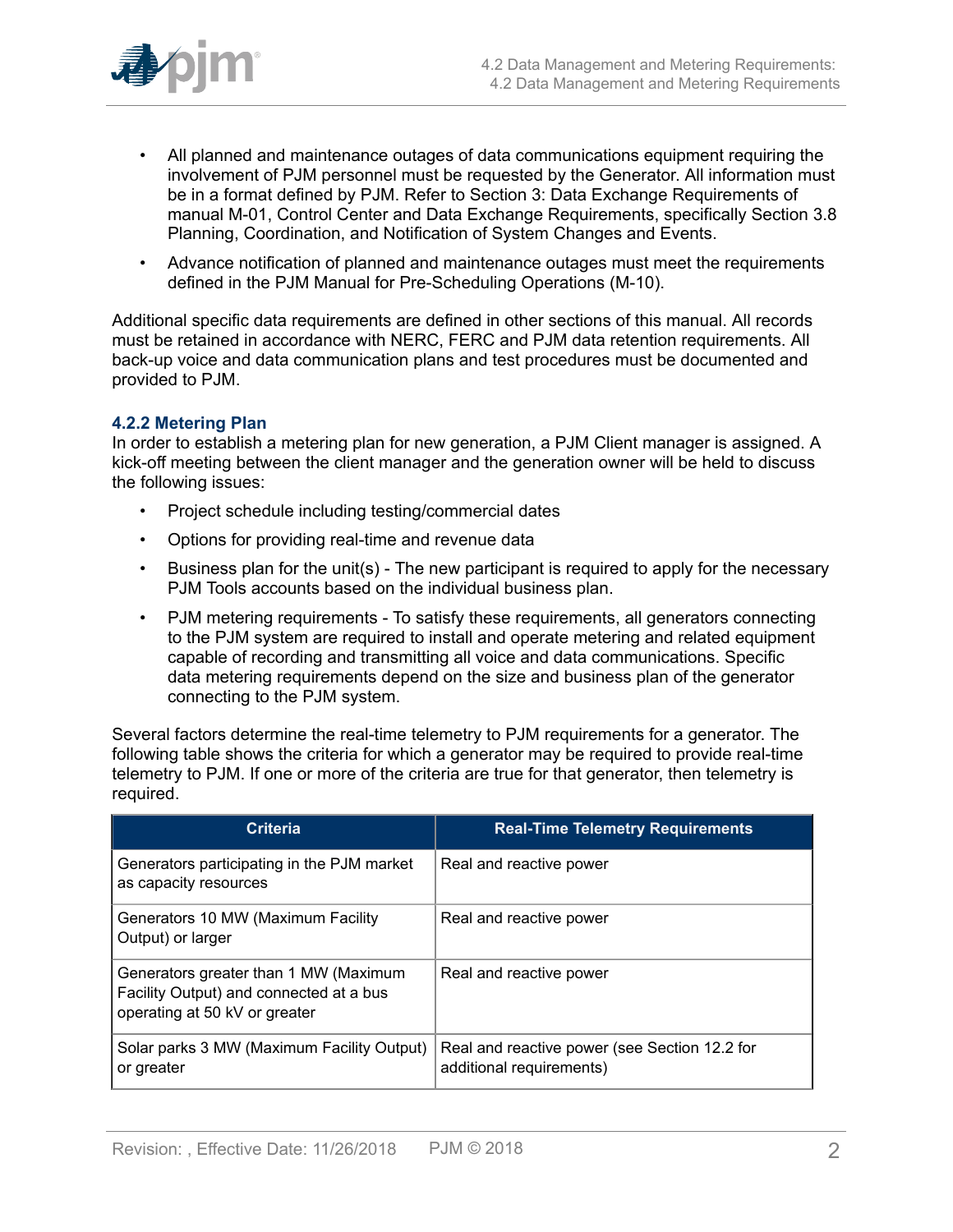- All planned and maintenance outages of data communications equipment requiring the involvement of PJM personnel must be requested by the Generator. All information must be in a format defined by PJM. Refer to Section 3: Data Exchange Requirements of manual M-01, Control Center and Data Exchange Requirements, specifically Section 3.8 Planning, Coordination, and Notification of System Changes and Events.
- Advance notification of planned and maintenance outages must meet the requirements defined in the PJM Manual for Pre-Scheduling Operations (M-10).

Additional specific data requirements are defined in other sections of this manual. All records must be retained in accordance with NERC, FERC and PJM data retention requirements. All back-up voice and data communication plans and test procedures must be documented and provided to PJM.

### 4.2.2 Metering Plan

In order to establish a metering plan for new generation, a PJM Client manager is assigned. A kick-off meeting between the client manager and the generation owner will be held to discuss the following issues:

- Project schedule including testing/commercial dates
- Options for providing real-time and revenue data
- Business plan for the unit(s) - The new participant is required to apply for the necessary PJM Tools accounts based on the individual business plan.
- PJM metering requirements - To satisfy these requirements, all generators connecting to the PJM system are required to install and operate metering and related equipment capable of recording and transmitting all voice and data communications. Specific data metering requirements depend on the size and business plan of the generator connecting to the PJM system.

Several factors determine the real-time telemetry to PJM requirements for a generator. The following table shows the criteria for which a generator may be required to provide real-time telemetry to PJM. If one or more of the criteria are true for that generator, then telemetry is required.

| Criteria | Real-Time Telemetry Requirements |
| --- | --- |
| Generators participating in the PJM market as capacity resources | Real and reactive power |
| Generators 10 MW (Maximum Facility Output) or larger | Real and reactive power |
| Generators greater than 1 MW (Maximum Facility Output) and connected at a bus operating at 50 kV or greater | Real and reactive power |
| Solar parks 3 MW (Maximum Facility Output) or greater | Real and reactive power (see Section 12.2 for additional requirements) |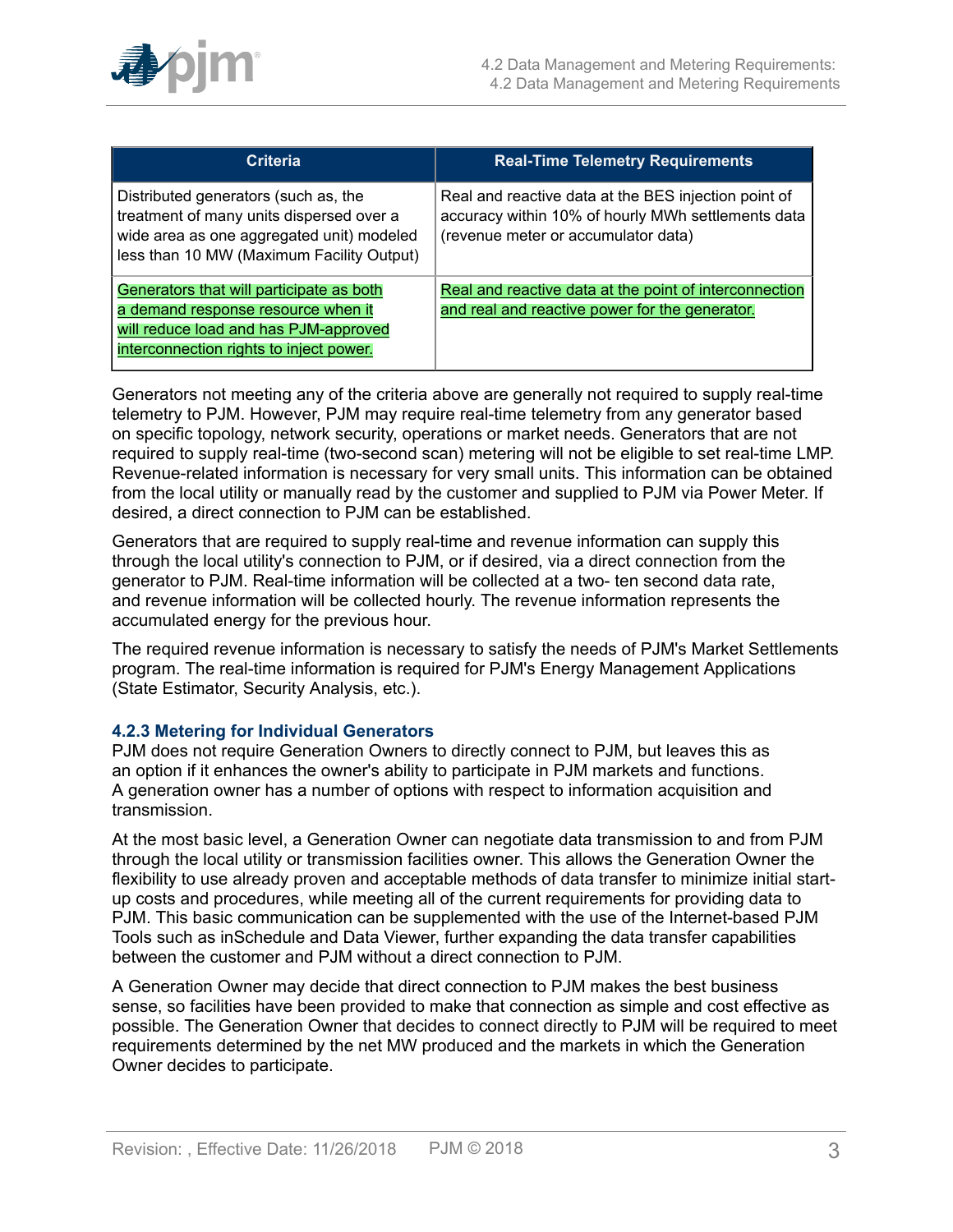| Criteria | Real-Time Telemetry Requirements |
|---|---|
| Distributed generators (such as, the treatment of many units dispersed over a wide area as one aggregated unit) modeled less than 10 MW (Maximum Facility Output) | Real and reactive data at the BES injection point of accuracy within 10% of hourly MWh settlements data (revenue meter or accumulator data) |
| Generators that will participate as both a demand response resource when it will reduce load and has PJM-approved interconnection rights to inject power. | Real and reactive data at the point of interconnection and real and reactive power for the generator. |

Generators not meeting any of the criteria above are generally not required to supply real-time telemetry to PJM. However, PJM may require real-time telemetry from any generator based on specific topology, network security, operations or market needs. Generators that are not required to supply real-time (two-second scan) metering will not be eligible to set real-time LMP. Revenue-related information is necessary for very small units. This information can be obtained from the local utility or manually read by the customer and supplied to PJM via Power Meter. If desired, a direct connection to PJM can be established.

Generators that are required to supply real-time and revenue information can supply this through the local utility's connection to PJM, or if desired, via a direct connection from the generator to PJM. Real-time information will be collected at a two- ten second data rate, and revenue information will be collected hourly. The revenue information represents the accumulated energy for the previous hour.

The required revenue information is necessary to satisfy the needs of PJM's Market Settlements program. The real-time information is required for PJM's Energy Management Applications (State Estimator, Security Analysis, etc.).

### 4.2.3 Metering for Individual Generators

PJM does not require Generation Owners to directly connect to PJM, but leaves this as an option if it enhances the owner's ability to participate in PJM markets and functions. A generation owner has a number of options with respect to information acquisition and transmission.

At the most basic level, a Generation Owner can negotiate data transmission to and from PJM through the local utility or transmission facilities owner. This allows the Generation Owner the flexibility to use already proven and acceptable methods of data transfer to minimize initial start-up costs and procedures, while meeting all of the current requirements for providing data to PJM. This basic communication can be supplemented with the use of the Internet-based PJM Tools such as inSchedule and Data Viewer, further expanding the data transfer capabilities between the customer and PJM without a direct connection to PJM.

A Generation Owner may decide that direct connection to PJM makes the best business sense, so facilities have been provided to make that connection as simple and cost effective as possible. The Generation Owner that decides to connect directly to PJM will be required to meet requirements determined by the net MW produced and the markets in which the Generation Owner decides to participate.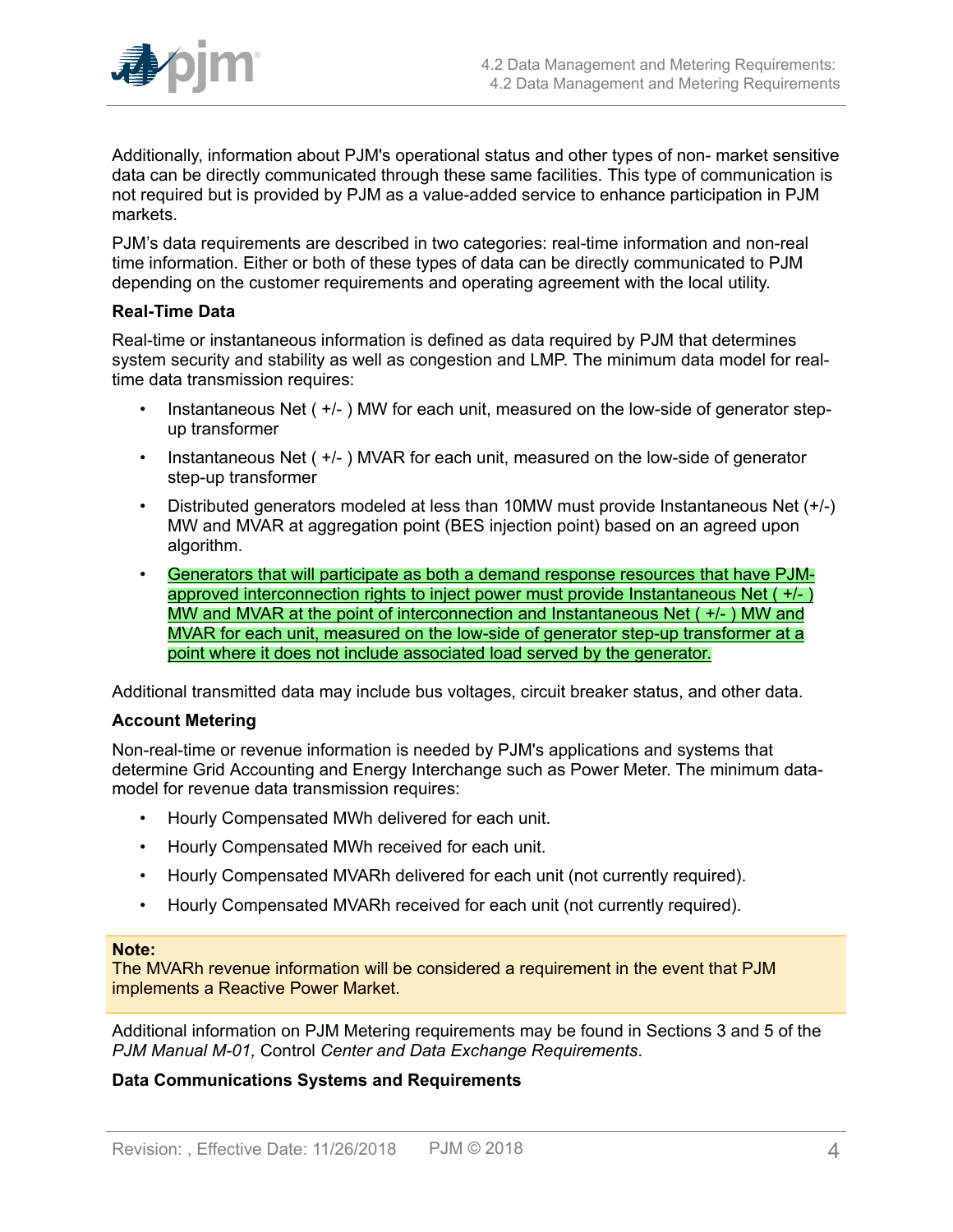Additionally, information about PJM's operational status and other types of non- market sensitive data can be directly communicated through these same facilities. This type of communication is not required but is provided by PJM as a value-added service to enhance participation in PJM markets.

PJM's data requirements are described in two categories: real-time information and non-real time information. Either or both of these types of data can be directly communicated to PJM depending on the customer requirements and operating agreement with the local utility.

**Real-Time Data**

Real-time or instantaneous information is defined as data required by PJM that determines system security and stability as well as congestion and LMP. The minimum data model for real-time data transmission requires:

- Instantaneous Net ( +/- ) MW for each unit, measured on the low-side of generator step-up transformer
- Instantaneous Net ( +/- ) MVAR for each unit, measured on the low-side of generator step-up transformer
- Distributed generators modeled at less than 10MW must provide Instantaneous Net (+/-) MW and MVAR at aggregation point (BES injection point) based on an agreed upon algorithm.
- Generators that will participate as both a demand response resources that have PJM-approved interconnection rights to inject power must provide Instantaneous Net ( +/- ) MW and MVAR at the point of interconnection and Instantaneous Net ( +/- ) MW and MVAR for each unit, measured on the low-side of generator step-up transformer at a point where it does not include associated load served by the generator.

Additional transmitted data may include bus voltages, circuit breaker status, and other data.

**Account Metering**

Non-real-time or revenue information is needed by PJM's applications and systems that determine Grid Accounting and Energy Interchange such as Power Meter. The minimum data-model for revenue data transmission requires:

- Hourly Compensated MWh delivered for each unit.
- Hourly Compensated MWh received for each unit.
- Hourly Compensated MVARh delivered for each unit (not currently required).
- Hourly Compensated MVARh received for each unit (not currently required).

> **Note:**
> The MVARh revenue information will be considered a requirement in the event that PJM implements a Reactive Power Market.

Additional information on PJM Metering requirements may be found in Sections 3 and 5 of the *PJM Manual M-01,* Control *Center and Data Exchange Requirements*.

**Data Communications Systems and Requirements**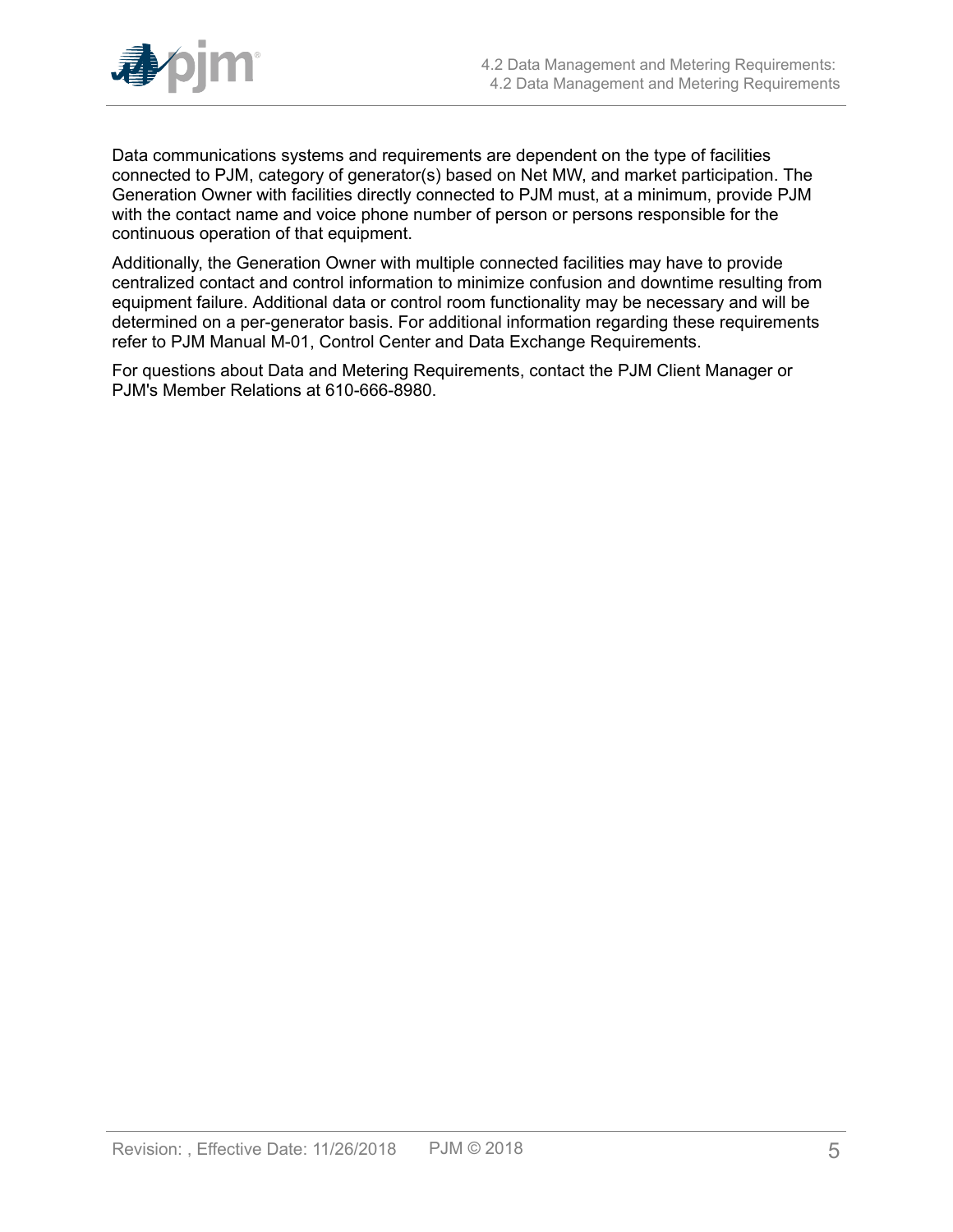Data communications systems and requirements are dependent on the type of facilities connected to PJM, category of generator(s) based on Net MW, and market participation. The Generation Owner with facilities directly connected to PJM must, at a minimum, provide PJM with the contact name and voice phone number of person or persons responsible for the continuous operation of that equipment.

Additionally, the Generation Owner with multiple connected facilities may have to provide centralized contact and control information to minimize confusion and downtime resulting from equipment failure. Additional data or control room functionality may be necessary and will be determined on a per-generator basis. For additional information regarding these requirements refer to PJM Manual M-01, Control Center and Data Exchange Requirements.

For questions about Data and Metering Requirements, contact the PJM Client Manager or PJM's Member Relations at 610-666-8980.